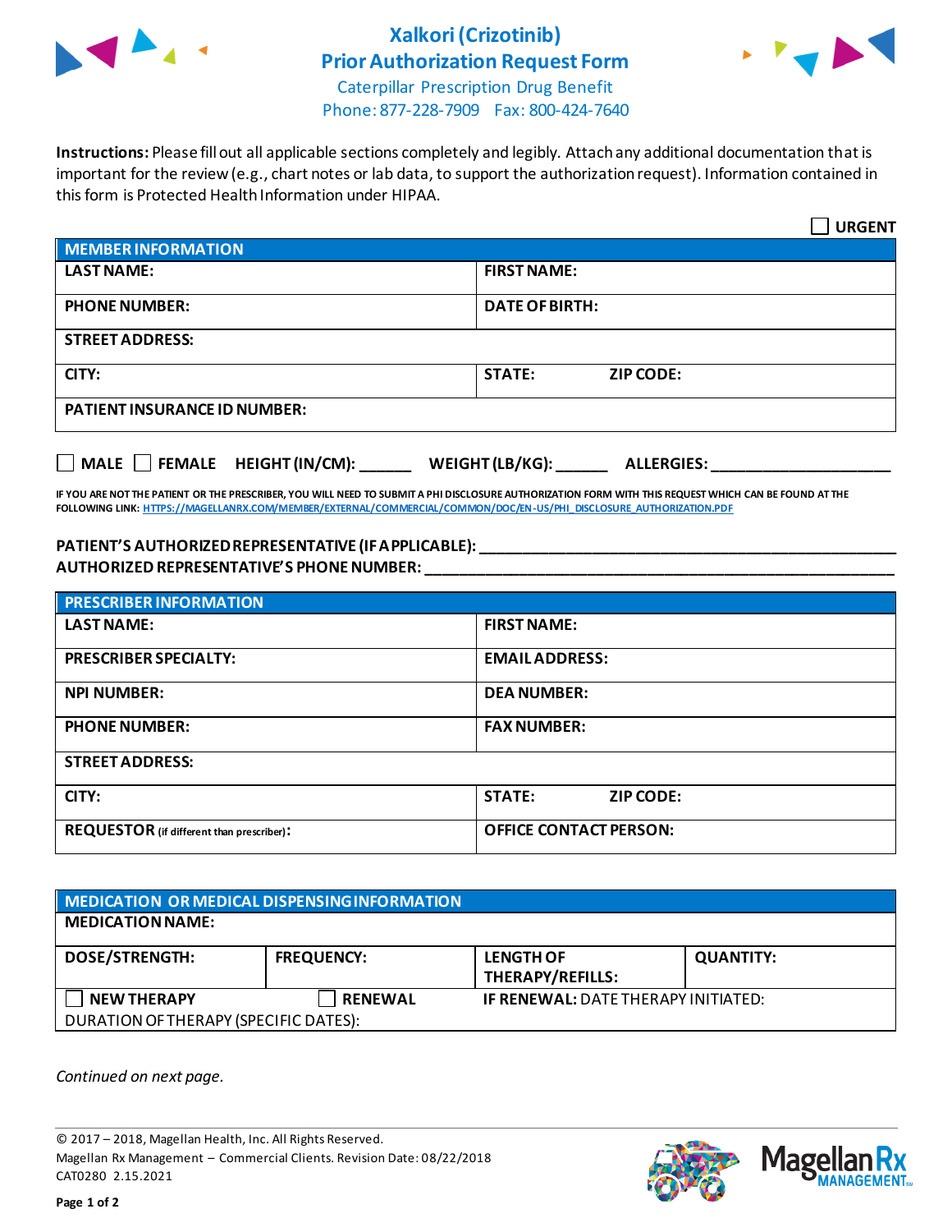# Xalkori (Crizotinib) Prior Authorization Request Form

Caterpillar Prescription Drug Benefit
Phone: 877-228-7909 Fax: 800-424-7640

**Instructions:** Please fill out all applicable sections completely and legibly. Attach any additional documentation that is important for the review (e.g., chart notes or lab data, to support the authorization request). Information contained in this form is Protected Health Information under HIPAA.

☐ **URGENT**

| **MEMBER INFORMATION** | |
|---|---|
| **LAST NAME:** | **FIRST NAME:** |
| **PHONE NUMBER:** | **DATE OF BIRTH:** |
| **STREET ADDRESS:** | |
| **CITY:** | **STATE:** **ZIP CODE:** |
| **PATIENT INSURANCE ID NUMBER:** | |

☐ **MALE** ☐ **FEMALE** **HEIGHT (IN/CM):** ______ **WEIGHT (LB/KG):** ______ **ALLERGIES:** ____________________

**IF YOU ARE NOT THE PATIENT OR THE PRESCRIBER, YOU WILL NEED TO SUBMIT A PHI DISCLOSURE AUTHORIZATION FORM WITH THIS REQUEST WHICH CAN BE FOUND AT THE FOLLOWING LINK: HTTPS://MAGELLANRX.COM/MEMBER/EXTERNAL/COMMERCIAL/COMMON/DOC/EN-US/PHI_DISCLOSURE_AUTHORIZATION.PDF**

**PATIENT'S AUTHORIZED REPRESENTATIVE (IF APPLICABLE):** ____________________________________________
**AUTHORIZED REPRESENTATIVE'S PHONE NUMBER:** ____________________________________________

| **PRESCRIBER INFORMATION** | |
|---|---|
| **LAST NAME:** | **FIRST NAME:** |
| **PRESCRIBER SPECIALTY:** | **EMAIL ADDRESS:** |
| **NPI NUMBER:** | **DEA NUMBER:** |
| **PHONE NUMBER:** | **FAX NUMBER:** |
| **STREET ADDRESS:** | |
| **CITY:** | **STATE:** **ZIP CODE:** |
| **REQUESTOR** (if different than prescriber)**:** | **OFFICE CONTACT PERSON:** |

| **MEDICATION OR MEDICAL DISPENSING INFORMATION** | | | |
|---|---|---|---|
| **MEDICATION NAME:** | | | |
| **DOSE/STRENGTH:** | **FREQUENCY:** | **LENGTH OF THERAPY/REFILLS:** | **QUANTITY:** |
| ☐ **NEW THERAPY** | ☐ **RENEWAL** | **IF RENEWAL:** DATE THERAPY INITIATED: | |
| DURATION OF THERAPY (SPECIFIC DATES): | | | |

*Continued on next page.*

© 2017 – 2018, Magellan Health, Inc. All Rights Reserved.
Magellan Rx Management – Commercial Clients. Revision Date: 08/22/2018
CAT0280 2.15.2021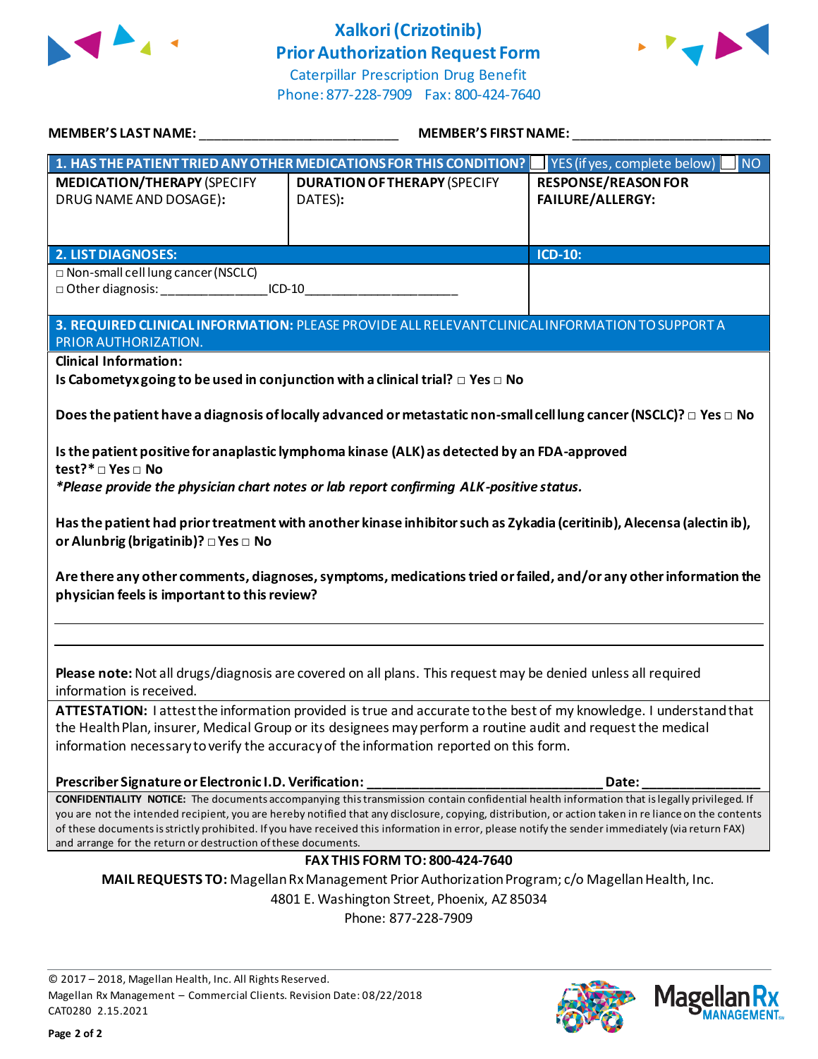# Xalkori (Crizotinib) Prior Authorization Request Form

Caterpillar Prescription Drug Benefit
Phone: 877-228-7909 Fax: 800-424-7640

**MEMBER'S LAST NAME:** ___________________________ **MEMBER'S FIRST NAME:** ___________________________

| **1. HAS THE PATIENT TRIED ANY OTHER MEDICATIONS FOR THIS CONDITION?** | ☐ YES (if yes, complete below) | ☐ NO |
|---|---|---|
| **MEDICATION/THERAPY** (SPECIFY DRUG NAME AND DOSAGE)**:** | **DURATION OF THERAPY** (SPECIFY DATES)**:** | **RESPONSE/REASON FOR FAILURE/ALLERGY:** |
| | | |

| **2. LIST DIAGNOSES:** | **ICD-10:** |
|---|---|
| □ Non-small cell lung cancer (NSCLC)<br>□ Other diagnosis: _______________ICD-10_____________________ | |

**3. REQUIRED CLINICAL INFORMATION:** PLEASE PROVIDE ALL RELEVANT CLINICAL INFORMATION TO SUPPORT A PRIOR AUTHORIZATION.

**Clinical Information:**

**Is Cabometyx going to be used in conjunction with a clinical trial?** □ **Yes** □ **No**

**Does the patient have a diagnosis of locally advanced or metastatic non-small cell lung cancer (NSCLC)?** □ **Yes** □ **No**

**Is the patient positive for anaplastic lymphoma kinase (ALK) as detected by an FDA-approved test?*** □ **Yes** □ **No**
***Please provide the physician chart notes or lab report confirming ALK-positive status.***

**Has the patient had prior treatment with another kinase inhibitor such as Zykadia (ceritinib), Alecensa (alectin ib), or Alunbrig (brigatinib)?** □ **Yes** □ **No**

**Are there any other comments, diagnoses, symptoms, medications tried or failed, and/or any other information the physician feels is important to this review?**

_______________________________________________________________________________

_______________________________________________________________________________

**Please note:** Not all drugs/diagnosis are covered on all plans. This request may be denied unless all required information is received.

**ATTESTATION:** I attest the information provided is true and accurate to the best of my knowledge. I understand that the Health Plan, insurer, Medical Group or its designees may perform a routine audit and request the medical information necessary to verify the accuracy of the information reported on this form.

**Prescriber Signature or Electronic I.D. Verification:** ________________________________ **Date:** ________________

**CONFIDENTIALITY NOTICE:** The documents accompanying this transmission contain confidential health information that is legally privileged. If you are not the intended recipient, you are hereby notified that any disclosure, copying, distribution, or action taken in re liance on the contents of these documents is strictly prohibited. If you have received this information in error, please notify the sender immediately (via return FAX) and arrange for the return or destruction of these documents.

**FAX THIS FORM TO: 800-424-7640**

**MAIL REQUESTS TO:** Magellan Rx Management Prior Authorization Program; c/o Magellan Health, Inc.
4801 E. Washington Street, Phoenix, AZ 85034
Phone: 877-228-7909

© 2017 – 2018, Magellan Health, Inc. All Rights Reserved.
Magellan Rx Management – Commercial Clients. Revision Date: 08/22/2018
CAT0280 2.15.2021